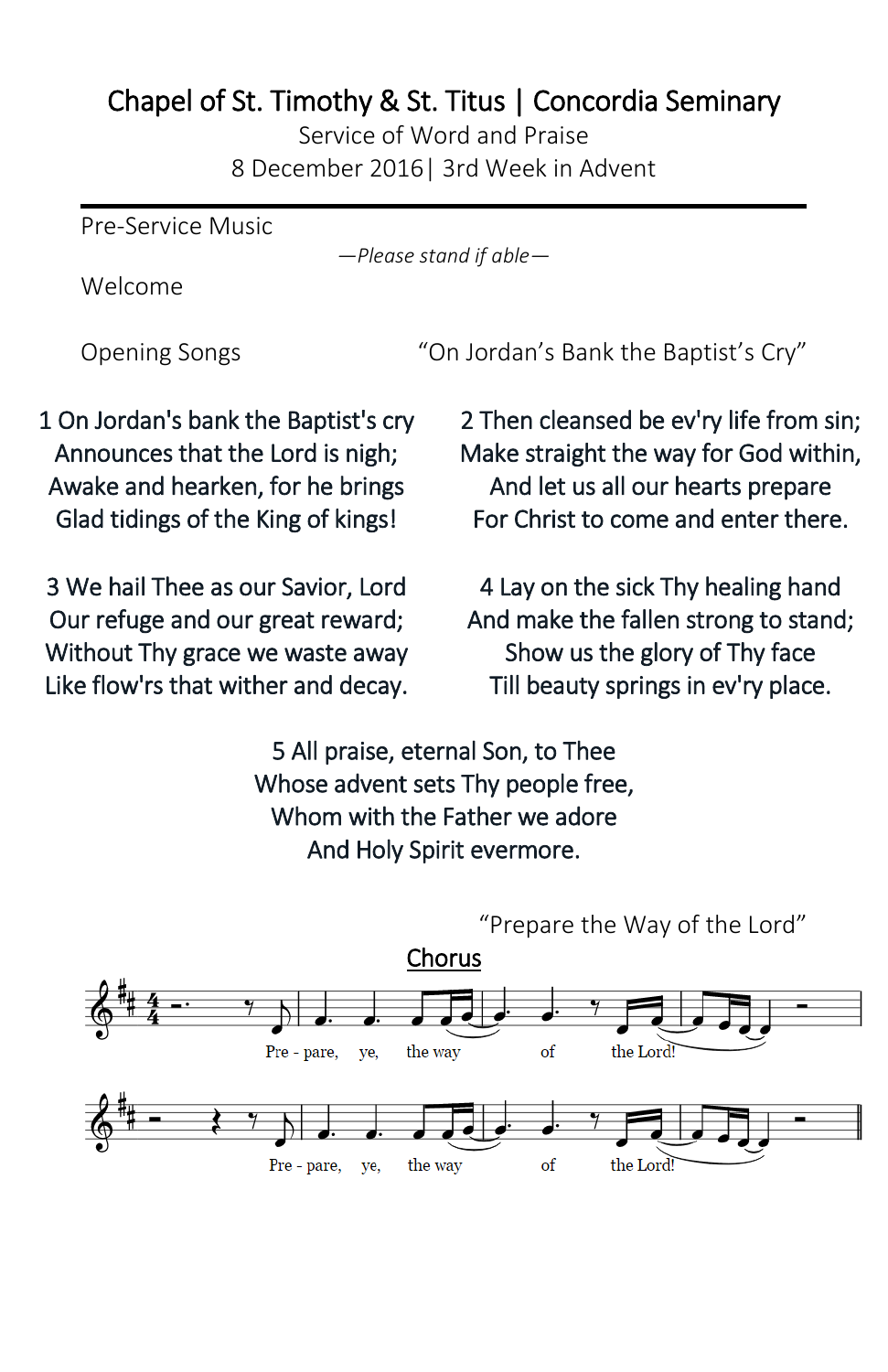# Chapel of St. Timothy & St. Titus | Concordia Seminary

Service of Word and Praise

8 December 2016| 3rd Week in Advent

---

Pre-Service Music

*—Please stand if able—*

Welcome

Opening Songs — "On Jordan's Bank the Baptist's Cry"

1 On Jordan's bank the Baptist's cry
Announces that the Lord is nigh;
Awake and hearken, for he brings
Glad tidings of the King of kings!

2 Then cleansed be ev'ry life from sin;
Make straight the way for God within,
And let us all our hearts prepare
For Christ to come and enter there.

3 We hail Thee as our Savior, Lord
Our refuge and our great reward;
Without Thy grace we waste away
Like flow'rs that wither and decay.

4 Lay on the sick Thy healing hand
And make the fallen strong to stand;
Show us the glory of Thy face
Till beauty springs in ev'ry place.

5 All praise, eternal Son, to Thee
Whose advent sets Thy people free,
Whom with the Father we adore
And Holy Spirit evermore.

"Prepare the Way of the Lord"

<u>Chorus</u>

Pre - pare, ye, the way of the Lord!

Pre - pare, ye, the way of the Lord!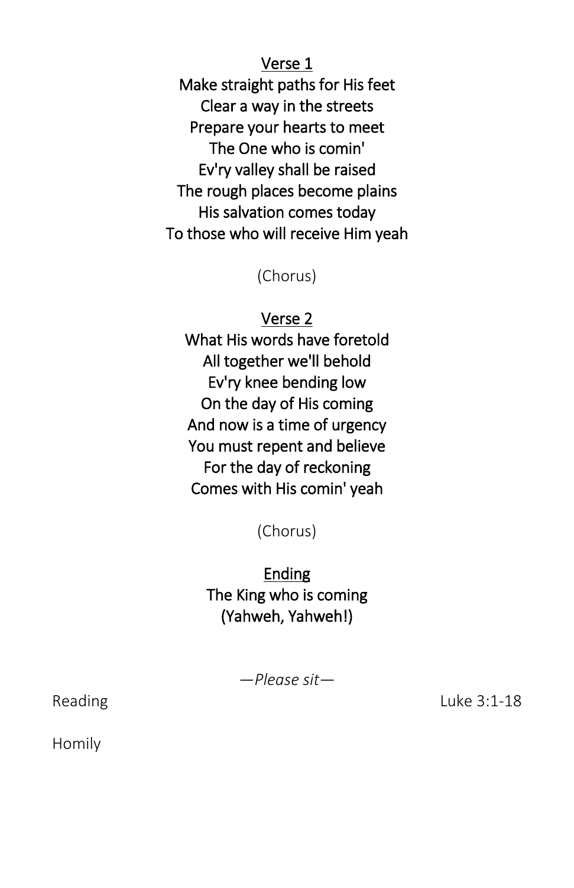<u>Verse 1</u>

Make straight paths for His feet
Clear a way in the streets
Prepare your hearts to meet
The One who is comin'
Ev'ry valley shall be raised
The rough places become plains
His salvation comes today
To those who will receive Him yeah

(Chorus)

<u>Verse 2</u>

What His words have foretold
All together we'll behold
Ev'ry knee bending low
On the day of His coming
And now is a time of urgency
You must repent and believe
For the day of reckoning
Comes with His comin' yeah

(Chorus)

<u>Ending</u>

The King who is coming
(Yahweh, Yahweh!)

*—Please sit—*

Reading — Luke 3:1-18

Homily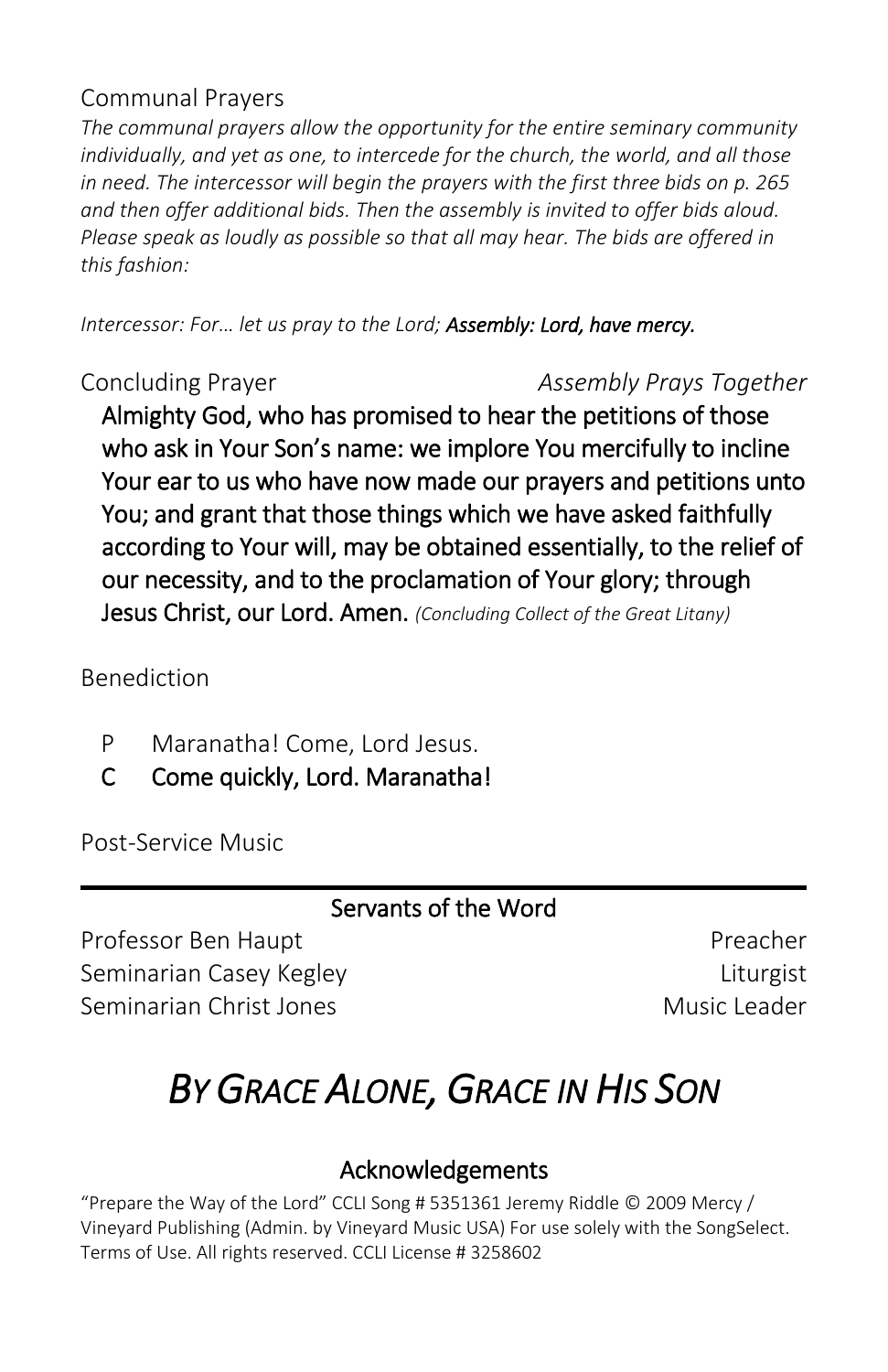## Communal Prayers

*The communal prayers allow the opportunity for the entire seminary community individually, and yet as one, to intercede for the church, the world, and all those in need. The intercessor will begin the prayers with the first three bids on p. 265 and then offer additional bids. Then the assembly is invited to offer bids aloud. Please speak as loudly as possible so that all may hear. The bids are offered in this fashion:*

*Intercessor: For… let us pray to the Lord;* ***Assembly: Lord, have mercy.***

## Concluding Prayer — *Assembly Prays Together*

**Almighty God, who has promised to hear the petitions of those who ask in Your Son's name: we implore You mercifully to incline Your ear to us who have now made our prayers and petitions unto You; and grant that those things which we have asked faithfully according to Your will, may be obtained essentially, to the relief of our necessity, and to the proclamation of Your glory; through Jesus Christ, our Lord. Amen.** *(Concluding Collect of the Great Litany)*

## Benediction

P Maranatha! Come, Lord Jesus.

**C Come quickly, Lord. Maranatha!**

## Post-Service Music

---

### Servants of the Word

| | |
|---|---|
| Professor Ben Haupt | Preacher |
| Seminarian Casey Kegley | Liturgist |
| Seminarian Christ Jones | Music Leader |

# *By Grace Alone, Grace in His Son*

### Acknowledgements

"Prepare the Way of the Lord" CCLI Song # 5351361 Jeremy Riddle © 2009 Mercy / Vineyard Publishing (Admin. by Vineyard Music USA) For use solely with the SongSelect. Terms of Use. All rights reserved. CCLI License # 3258602